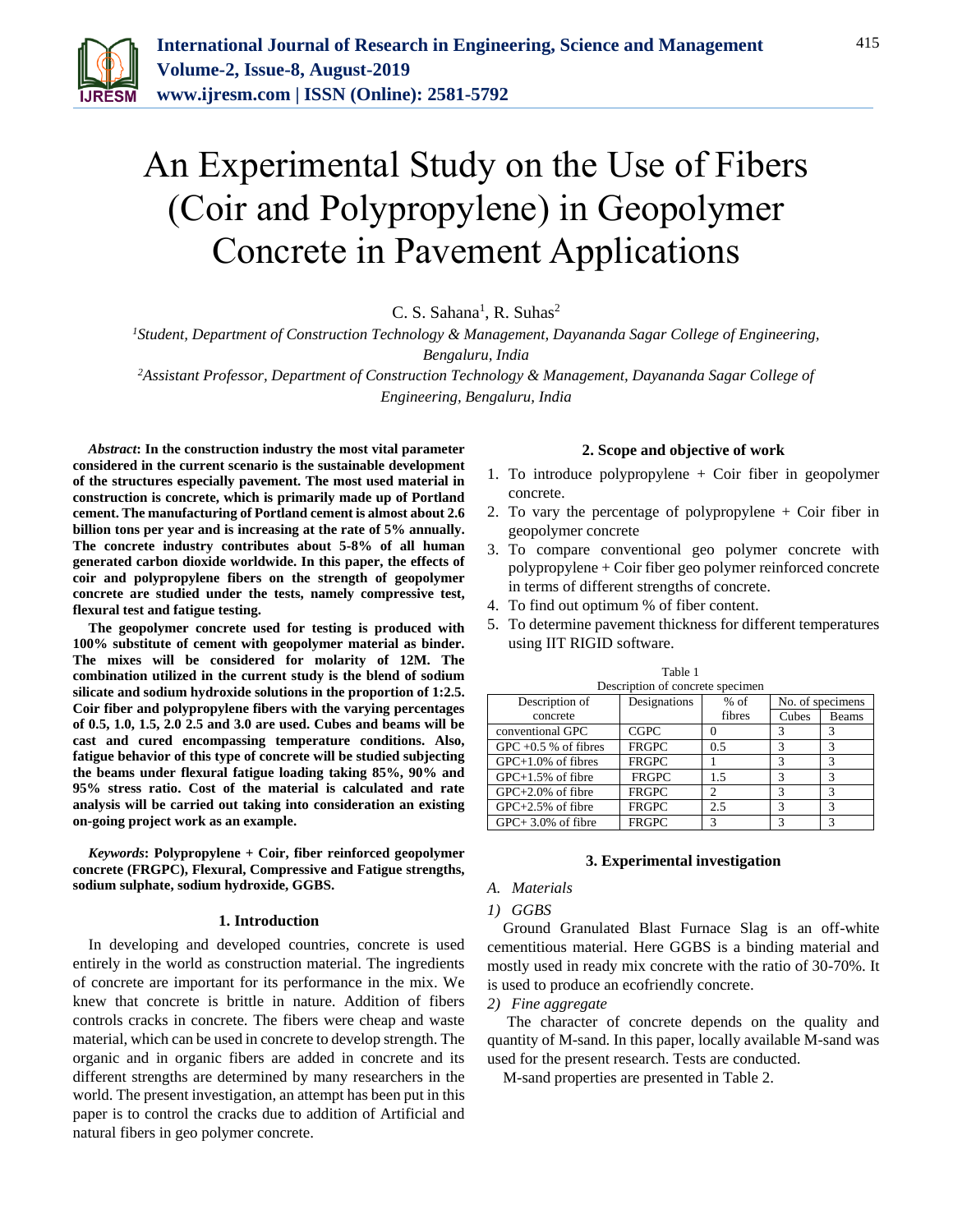# An Experimental Study on the Use of Fibers (Coir and Polypropylene) in Geopolymer Concrete in Pavement Applications

C. S. Sahana[1], R. Suhas[2]

[1]*Student, Department of Construction Technology & Management, Dayananda Sagar College of Engineering, Bengaluru, India*

[2]*Assistant Professor, Department of Construction Technology & Management, Dayananda Sagar College of Engineering, Bengaluru, India*

***Abstract*: In the construction industry the most vital parameter considered in the current scenario is the sustainable development of the structures especially pavement. The most used material in construction is concrete, which is primarily made up of Portland cement. The manufacturing of Portland cement is almost about 2.6 billion tons per year and is increasing at the rate of 5% annually. The concrete industry contributes about 5-8% of all human generated carbon dioxide worldwide. In this paper, the effects of coir and polypropylene fibers on the strength of geopolymer concrete are studied under the tests, namely compressive test, flexural test and fatigue testing.**

**The geopolymer concrete used for testing is produced with 100% substitute of cement with geopolymer material as binder. The mixes will be considered for molarity of 12M. The combination utilized in the current study is the blend of sodium silicate and sodium hydroxide solutions in the proportion of 1:2.5. Coir fiber and polypropylene fibers with the varying percentages of 0.5, 1.0, 1.5, 2.0 2.5 and 3.0 are used. Cubes and beams will be cast and cured encompassing temperature conditions. Also, fatigue behavior of this type of concrete will be studied subjecting the beams under flexural fatigue loading taking 85%, 90% and 95% stress ratio. Cost of the material is calculated and rate analysis will be carried out taking into consideration an existing on-going project work as an example.**

***Keywords*: Polypropylene + Coir, fiber reinforced geopolymer concrete (FRGPC), Flexural, Compressive and Fatigue strengths, sodium sulphate, sodium hydroxide, GGBS.**

## 1. Introduction

In developing and developed countries, concrete is used entirely in the world as construction material. The ingredients of concrete are important for its performance in the mix. We knew that concrete is brittle in nature. Addition of fibers controls cracks in concrete. The fibers were cheap and waste material, which can be used in concrete to develop strength. The organic and in organic fibers are added in concrete and its different strengths are determined by many researchers in the world. The present investigation, an attempt has been put in this paper is to control the cracks due to addition of Artificial and natural fibers in geo polymer concrete.

## 2. Scope and objective of work

1. To introduce polypropylene + Coir fiber in geopolymer concrete.
2. To vary the percentage of polypropylene + Coir fiber in geopolymer concrete
3. To compare conventional geo polymer concrete with polypropylene + Coir fiber geo polymer reinforced concrete in terms of different strengths of concrete.
4. To find out optimum % of fiber content.
5. To determine pavement thickness for different temperatures using IIT RIGID software.

Table 1
Description of concrete specimen

| Description of concrete | Designations | % of fibres | No. of specimens | |
|---|---|---|---|---|
| | | | Cubes | Beams |
| conventional GPC | CGPC | 0 | 3 | 3 |
| GPC +0.5 % of fibres | FRGPC | 0.5 | 3 | 3 |
| GPC+1.0% of fibres | FRGPC | 1 | 3 | 3 |
| GPC+1.5% of fibre | FRGPC | 1.5 | 3 | 3 |
| GPC+2.0% of fibre | FRGPC | 2 | 3 | 3 |
| GPC+2.5% of fibre | FRGPC | 2.5 | 3 | 3 |
| GPC+ 3.0% of fibre | FRGPC | 3 | 3 | 3 |

## 3. Experimental investigation

### *A. Materials*

#### *1) GGBS*

Ground Granulated Blast Furnace Slag is an off-white cementitious material. Here GGBS is a binding material and mostly used in ready mix concrete with the ratio of 30-70%. It is used to produce an ecofriendly concrete.

#### *2) Fine aggregate*

The character of concrete depends on the quality and quantity of M-sand. In this paper, locally available M-sand was used for the present research. Tests are conducted.

M-sand properties are presented in Table 2.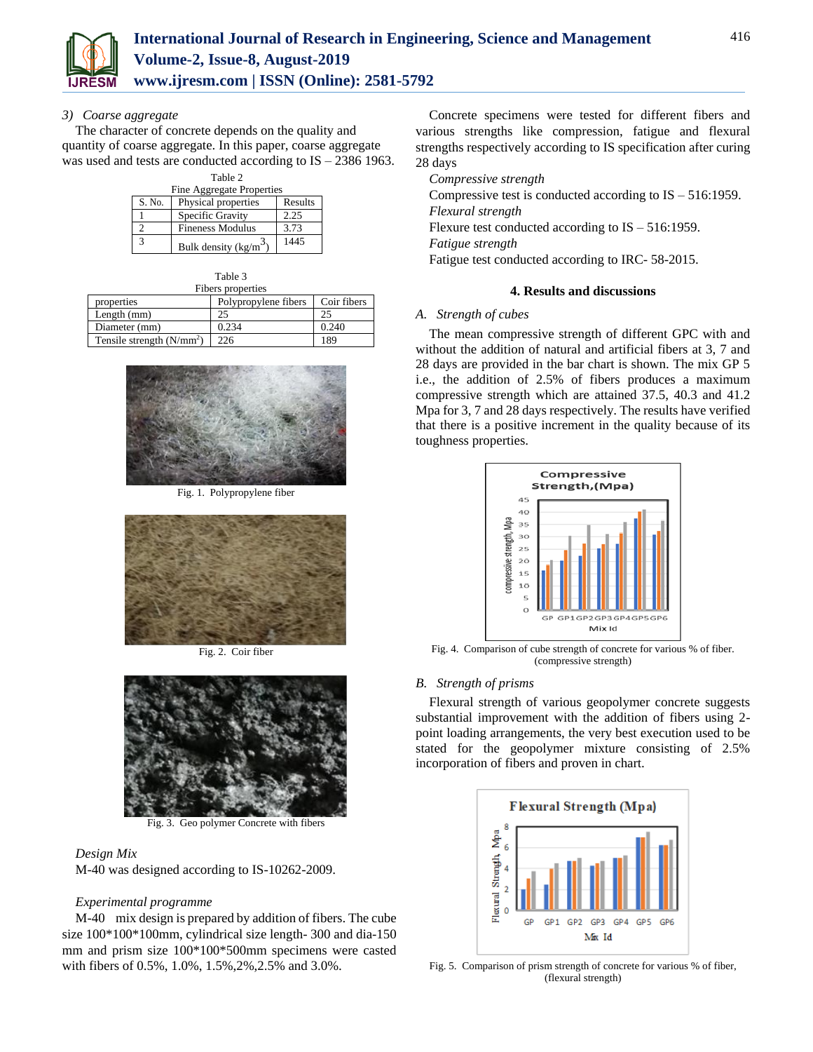*3) Coarse aggregate*

The character of concrete depends on the quality and quantity of coarse aggregate. In this paper, coarse aggregate was used and tests are conducted according to IS – 2386 1963.

Table 2
Fine Aggregate Properties

| S. No. | Physical properties | Results |
|---|---|---|
| 1 | Specific Gravity | 2.25 |
| 2 | Fineness Modulus | 3.73 |
| 3 | Bulk density (kg/m$^3$) | 1445 |

Table 3
Fibers properties

| properties | Polypropylene fibers | Coir fibers |
|---|---|---|
| Length (mm) | 25 | 25 |
| Diameter (mm) | 0.234 | 0.240 |
| Tensile strength (N/mm$^2$) | 226 | 189 |

Fig. 1. Polypropylene fiber

Fig. 2. Coir fiber

Fig. 3. Geo polymer Concrete with fibers

*Design Mix*

M-40 was designed according to IS-10262-2009.

*Experimental programme*

M-40 mix design is prepared by addition of fibers. The cube size 100*100*100mm, cylindrical size length- 300 and dia-150 mm and prism size 100*100*500mm specimens were casted with fibers of 0.5%, 1.0%, 1.5%,2%,2.5% and 3.0%.

Concrete specimens were tested for different fibers and various strengths like compression, fatigue and flexural strengths respectively according to IS specification after curing 28 days

*Compressive strength*

Compressive test is conducted according to IS – 516:1959.

*Flexural strength*

Flexure test conducted according to IS – 516:1959.

*Fatigue strength*

Fatigue test conducted according to IRC- 58-2015.

## 4. Results and discussions

*A. Strength of cubes*

The mean compressive strength of different GPC with and without the addition of natural and artificial fibers at 3, 7 and 28 days are provided in the bar chart is shown. The mix GP 5 i.e., the addition of 2.5% of fibers produces a maximum compressive strength which are attained 37.5, 40.3 and 41.2 Mpa for 3, 7 and 28 days respectively. The results have verified that there is a positive increment in the quality because of its toughness properties.

Fig. 4. Comparison of cube strength of concrete for various % of fiber. (compressive strength)

*B. Strength of prisms*

Flexural strength of various geopolymer concrete suggests substantial improvement with the addition of fibers using 2-point loading arrangements, the very best execution used to be stated for the geopolymer mixture consisting of 2.5% incorporation of fibers and proven in chart.

Fig. 5. Comparison of prism strength of concrete for various % of fiber, (flexural strength)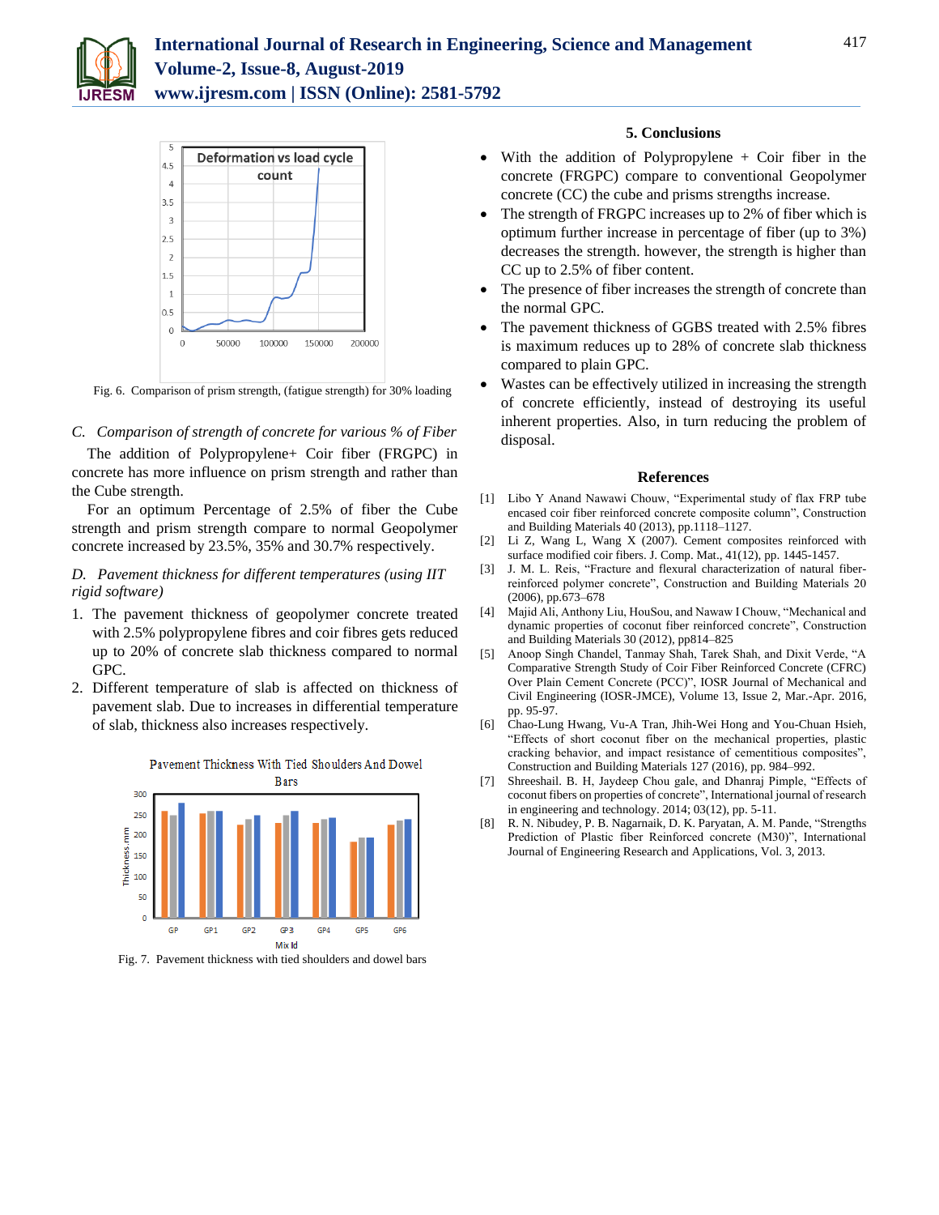Deformation vs load cycle count

5
4.5
4
3.5
3
2.5
2
1.5
1
0.5
0

0 50000 100000 150000 200000

Fig. 6. Comparison of prism strength, (fatigue strength) for 30% loading

### *C. Comparison of strength of concrete for various % of Fiber*

The addition of Polypropylene+ Coir fiber (FRGPC) in concrete has more influence on prism strength and rather than the Cube strength.

For an optimum Percentage of 2.5% of fiber the Cube strength and prism strength compare to normal Geopolymer concrete increased by 23.5%, 35% and 30.7% respectively.

### *D. Pavement thickness for different temperatures (using IIT rigid software)*

1. The pavement thickness of geopolymer concrete treated with 2.5% polypropylene fibres and coir fibres gets reduced up to 20% of concrete slab thickness compared to normal GPC.
2. Different temperature of slab is affected on thickness of pavement slab. Due to increases in differential temperature of slab, thickness also increases respectively.

Pavement Thickness With Tied Shoulders And Dowel Bars

Thickness, mm

300
250
200
150
100
50
0

GP GP1 GP2 GP3 GP4 GP5 GP6

Mix Id

Fig. 7. Pavement thickness with tied shoulders and dowel bars

## 5. Conclusions

- With the addition of Polypropylene + Coir fiber in the concrete (FRGPC) compare to conventional Geopolymer concrete (CC) the cube and prisms strengths increase.
- The strength of FRGPC increases up to 2% of fiber which is optimum further increase in percentage of fiber (up to 3%) decreases the strength. however, the strength is higher than CC up to 2.5% of fiber content.
- The presence of fiber increases the strength of concrete than the normal GPC.
- The pavement thickness of GGBS treated with 2.5% fibres is maximum reduces up to 28% of concrete slab thickness compared to plain GPC.
- Wastes can be effectively utilized in increasing the strength of concrete efficiently, instead of destroying its useful inherent properties. Also, in turn reducing the problem of disposal.

## References

[1] Libo Y Anand Nawawi Chouw, "Experimental study of flax FRP tube encased coir fiber reinforced concrete composite column", Construction and Building Materials 40 (2013), pp.1118–1127.

[2] Li Z, Wang L, Wang X (2007). Cement composites reinforced with surface modified coir fibers. J. Comp. Mat., 41(12), pp. 1445-1457.

[3] J. M. L. Reis, "Fracture and flexural characterization of natural fiber-reinforced polymer concrete", Construction and Building Materials 20 (2006), pp.673–678

[4] Majid Ali, Anthony Liu, HouSou, and Nawaw I Chouw, "Mechanical and dynamic properties of coconut fiber reinforced concrete", Construction and Building Materials 30 (2012), pp814–825

[5] Anoop Singh Chandel, Tanmay Shah, Tarek Shah, and Dixit Verde, "A Comparative Strength Study of Coir Fiber Reinforced Concrete (CFRC) Over Plain Cement Concrete (PCC)", IOSR Journal of Mechanical and Civil Engineering (IOSR-JMCE), Volume 13, Issue 2, Mar.-Apr. 2016, pp. 95-97.

[6] Chao-Lung Hwang, Vu-A Tran, Jhih-Wei Hong and You-Chuan Hsieh, "Effects of short coconut fiber on the mechanical properties, plastic cracking behavior, and impact resistance of cementitious composites", Construction and Building Materials 127 (2016), pp. 984–992.

[7] Shreeshail. B. H, Jaydeep Chou gale, and Dhanraj Pimple, "Effects of coconut fibers on properties of concrete", International journal of research in engineering and technology. 2014; 03(12), pp. 5-11.

[8] R. N. Nibudey, P. B. Nagarnaik, D. K. Paryatan, A. M. Pande, "Strengths Prediction of Plastic fiber Reinforced concrete (M30)", International Journal of Engineering Research and Applications, Vol. 3, 2013.